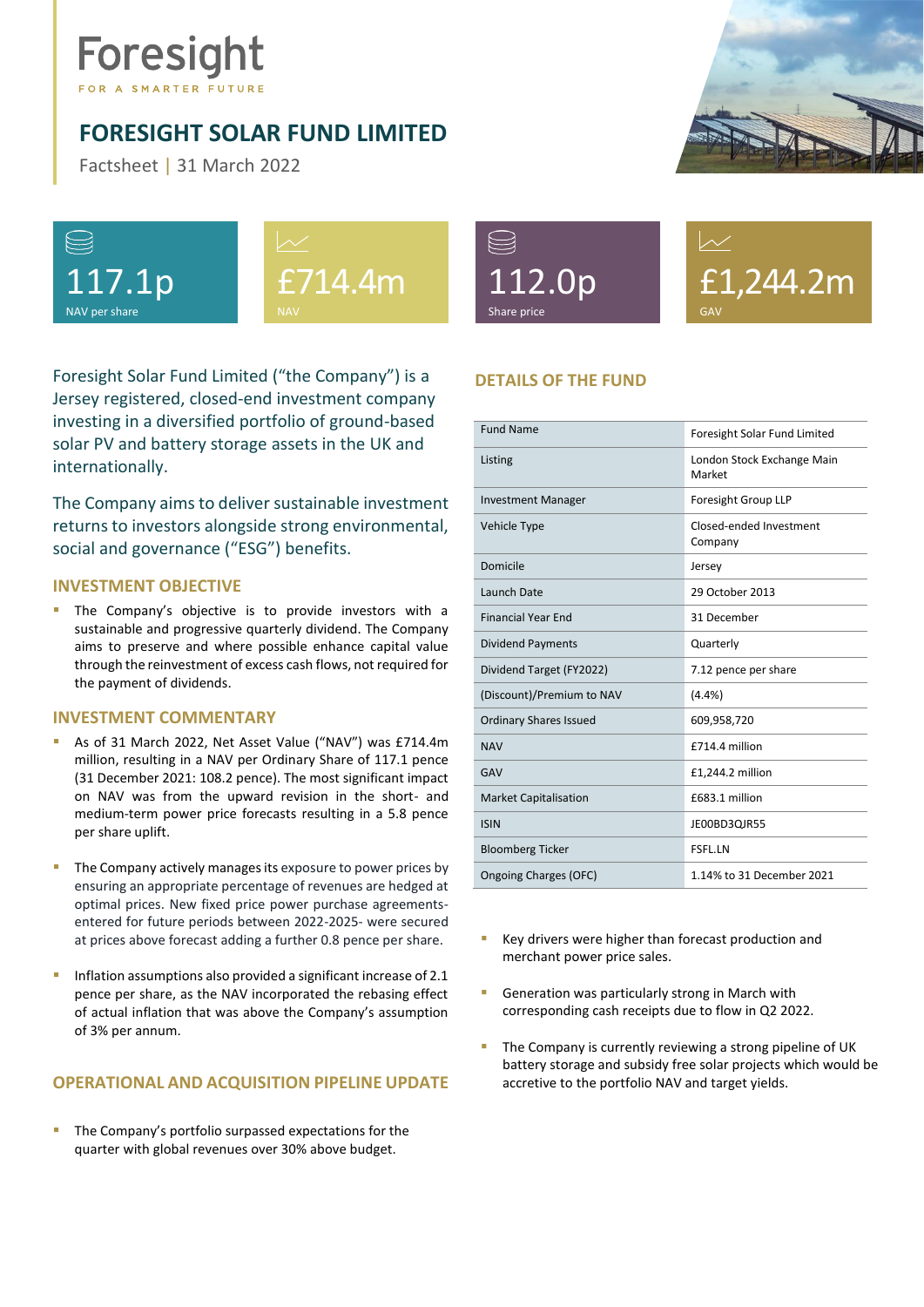# Foresight

FOR A SMARTER FUTURE

## FORESIGHT SOLAR FUND LIMITED

Factsheet | 31 March 2022

| 117.1p | £714.4m | 112.0p | £1,244.2m |
|---|---|---|---|
| NAV per share | NAV | Share price | GAV |

Foresight Solar Fund Limited ("the Company") is a Jersey registered, closed-end investment company investing in a diversified portfolio of ground-based solar PV and battery storage assets in the UK and internationally.

The Company aims to deliver sustainable investment returns to investors alongside strong environmental, social and governance ("ESG") benefits.

### INVESTMENT OBJECTIVE

- The Company's objective is to provide investors with a sustainable and progressive quarterly dividend. The Company aims to preserve and where possible enhance capital value through the reinvestment of excess cash flows, not required for the payment of dividends.

### INVESTMENT COMMENTARY

- As of 31 March 2022, Net Asset Value ("NAV") was £714.4m million, resulting in a NAV per Ordinary Share of 117.1 pence (31 December 2021: 108.2 pence). The most significant impact on NAV was from the upward revision in the short- and medium-term power price forecasts resulting in a 5.8 pence per share uplift.
- The Company actively manages its exposure to power prices by ensuring an appropriate percentage of revenues are hedged at optimal prices. New fixed price power purchase agreements- entered for future periods between 2022-2025- were secured at prices above forecast adding a further 0.8 pence per share.
- Inflation assumptions also provided a significant increase of 2.1 pence per share, as the NAV incorporated the rebasing effect of actual inflation that was above the Company's assumption of 3% per annum.

### OPERATIONAL AND ACQUISITION PIPELINE UPDATE

- The Company's portfolio surpassed expectations for the quarter with global revenues over 30% above budget.
- Key drivers were higher than forecast production and merchant power price sales.
- Generation was particularly strong in March with corresponding cash receipts due to flow in Q2 2022.
- The Company is currently reviewing a strong pipeline of UK battery storage and subsidy free solar projects which would be accretive to the portfolio NAV and target yields.

### DETAILS OF THE FUND

| | |
|---|---|
| Fund Name | Foresight Solar Fund Limited |
| Listing | London Stock Exchange Main Market |
| Investment Manager | Foresight Group LLP |
| Vehicle Type | Closed-ended Investment Company |
| Domicile | Jersey |
| Launch Date | 29 October 2013 |
| Financial Year End | 31 December |
| Dividend Payments | Quarterly |
| Dividend Target (FY2022) | 7.12 pence per share |
| (Discount)/Premium to NAV | (4.4%) |
| Ordinary Shares Issued | 609,958,720 |
| NAV | £714.4 million |
| GAV | £1,244.2 million |
| Market Capitalisation | £683.1 million |
| ISIN | JE00BD3QJR55 |
| Bloomberg Ticker | FSFL.LN |
| Ongoing Charges (OFC) | 1.14% to 31 December 2021 |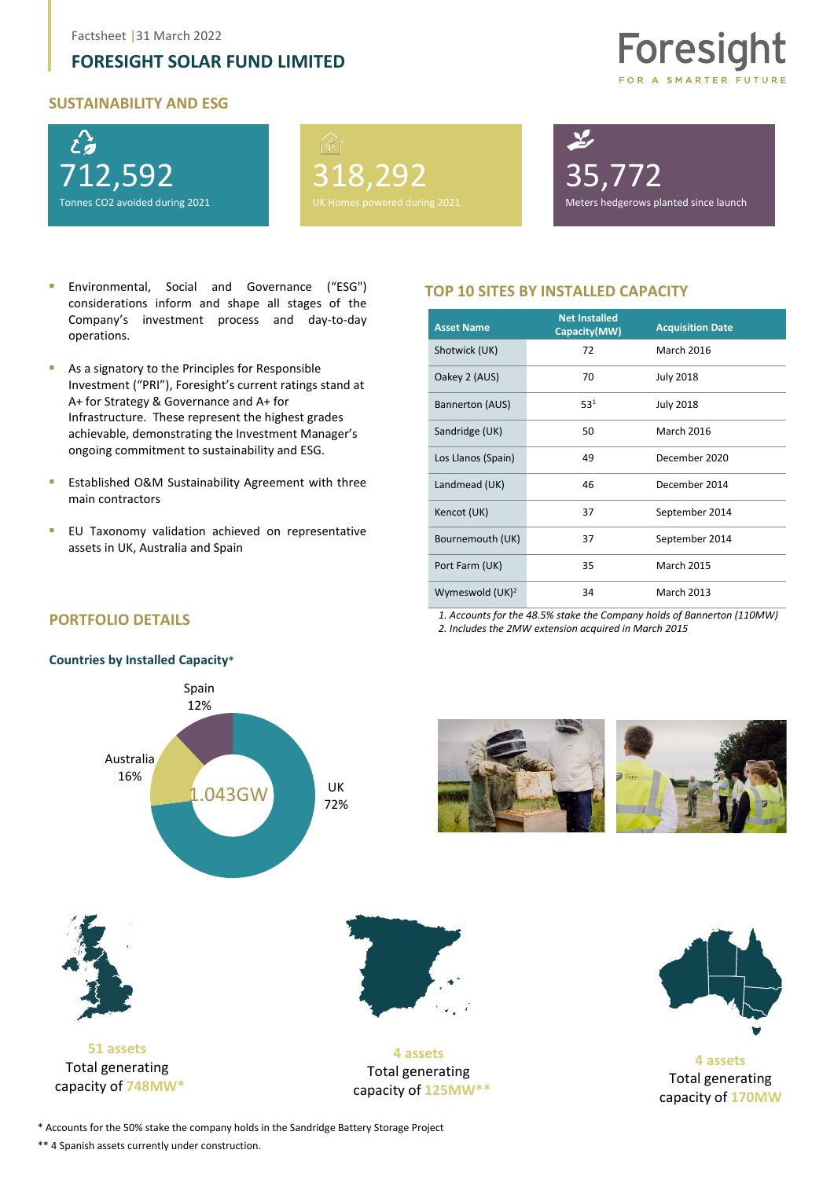Factsheet | 31 March 2022

## FORESIGHT SOLAR FUND LIMITED

Foresight
FOR A SMARTER FUTURE

### SUSTAINABILITY AND ESG

**712,592**
Tonnes $CO_2$ avoided during 2021

**318,292**
UK Homes powered during 2021

**35,772**
Meters hedgerows planted since launch

- Environmental, Social and Governance ("ESG") considerations inform and shape all stages of the Company's investment process and day-to-day operations.
- As a signatory to the Principles for Responsible Investment ("PRI"), Foresight's current ratings stand at A+ for Strategy & Governance and A+ for Infrastructure. These represent the highest grades achievable, demonstrating the Investment Manager's ongoing commitment to sustainability and ESG.
- Established O&M Sustainability Agreement with three main contractors
- EU Taxonomy validation achieved on representative assets in UK, Australia and Spain

### TOP 10 SITES BY INSTALLED CAPACITY

| Asset Name | Net Installed Capacity(MW) | Acquisition Date |
|---|---|---|
| Shotwick (UK) | 72 | March 2016 |
| Oakey 2 (AUS) | 70 | July 2018 |
| Bannerton (AUS) | 53[1] | July 2018 |
| Sandridge (UK) | 50 | March 2016 |
| Los Llanos (Spain) | 49 | December 2020 |
| Landmead (UK) | 46 | December 2014 |
| Kencot (UK) | 37 | September 2014 |
| Bournemouth (UK) | 37 | September 2014 |
| Port Farm (UK) | 35 | March 2015 |
| Wymeswold (UK)[2] | 34 | March 2013 |

*1. Accounts for the 48.5% stake the Company holds of Bannerton (110MW)*
*2. Includes the 2MW extension acquired in March 2015*

### PORTFOLIO DETAILS

**Countries by Installed Capacity***

1.043GW

- UK 72%
- Australia 16%
- Spain 12%

**51 assets**
Total generating capacity of **748MW***

**4 assets**
Total generating capacity of **125MW****

**4 assets**
Total generating capacity of **170MW**

\* Accounts for the 50% stake the company holds in the Sandridge Battery Storage Project

\*\* 4 Spanish assets currently under construction.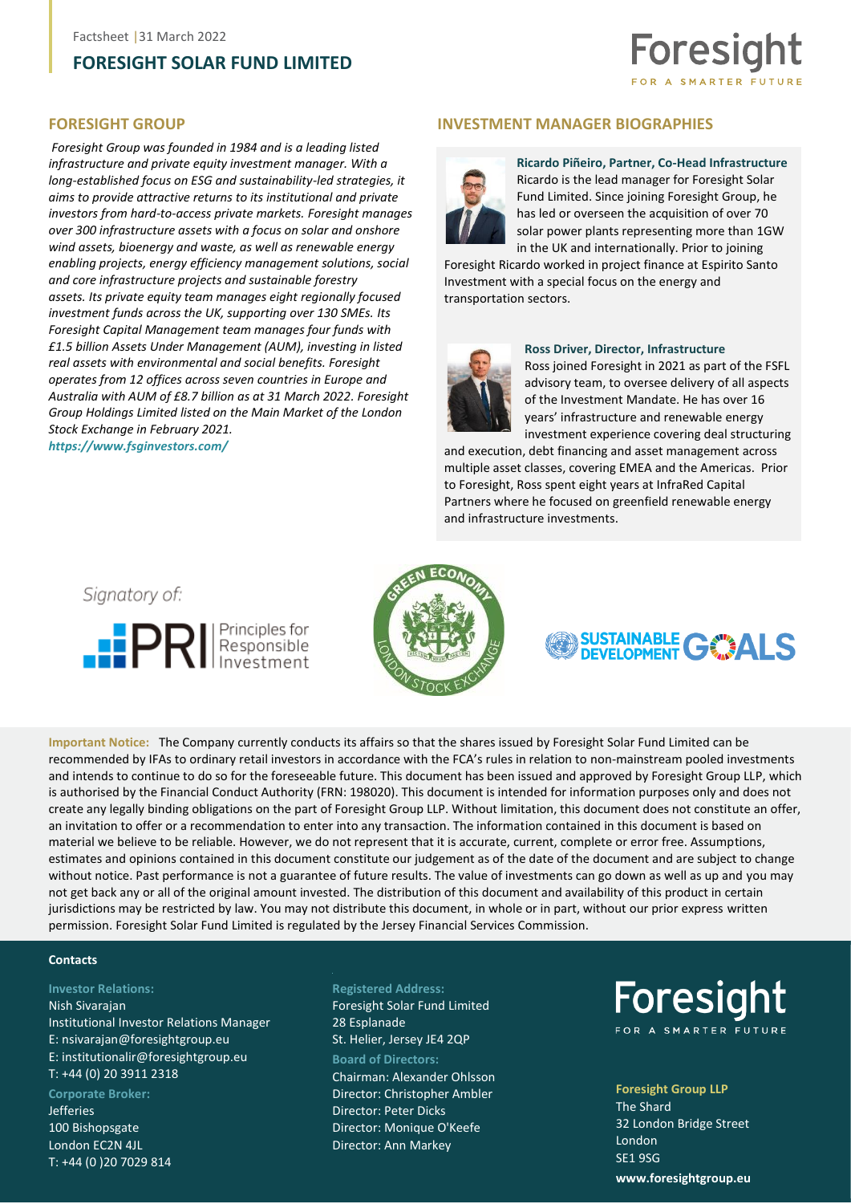Factsheet | 31 March 2022

# FORESIGHT SOLAR FUND LIMITED

## FORESIGHT GROUP

*Foresight Group was founded in 1984 and is a leading listed infrastructure and private equity investment manager. With a long-established focus on ESG and sustainability-led strategies, it aims to provide attractive returns to its institutional and private investors from hard-to-access private markets. Foresight manages over 300 infrastructure assets with a focus on solar and onshore wind assets, bioenergy and waste, as well as renewable energy enabling projects, energy efficiency management solutions, social and core infrastructure projects and sustainable forestry assets. Its private equity team manages eight regionally focused investment funds across the UK, supporting over 130 SMEs. Its Foresight Capital Management team manages four funds with £1.5 billion Assets Under Management (AUM), investing in listed real assets with environmental and social benefits. Foresight operates from 12 offices across seven countries in Europe and Australia with AUM of £8.7 billion as at 31 March 2022. Foresight Group Holdings Limited listed on the Main Market of the London Stock Exchange in February 2021.*

***https://www.fsginvestors.com/***

## INVESTMENT MANAGER BIOGRAPHIES

**Ricardo Piñeiro, Partner, Co-Head Infrastructure**

Ricardo is the lead manager for Foresight Solar Fund Limited. Since joining Foresight Group, he has led or overseen the acquisition of over 70 solar power plants representing more than 1GW in the UK and internationally. Prior to joining Foresight Ricardo worked in project finance at Espirito Santo Investment with a special focus on the energy and transportation sectors.

**Ross Driver, Director, Infrastructure**

Ross joined Foresight in 2021 as part of the FSFL advisory team, to oversee delivery of all aspects of the Investment Mandate. He has over 16 years' infrastructure and renewable energy investment experience covering deal structuring and execution, debt financing and asset management across multiple asset classes, covering EMEA and the Americas. Prior to Foresight, Ross spent eight years at InfraRed Capital Partners where he focused on greenfield renewable energy and infrastructure investments.

Signatory of: PRI Principles for Responsible Investment

**Important Notice:** The Company currently conducts its affairs so that the shares issued by Foresight Solar Fund Limited can be recommended by IFAs to ordinary retail investors in accordance with the FCA's rules in relation to non-mainstream pooled investments and intends to continue to do so for the foreseeable future. This document has been issued and approved by Foresight Group LLP, which is authorised by the Financial Conduct Authority (FRN: 198020). This document is intended for information purposes only and does not create any legally binding obligations on the part of Foresight Group LLP. Without limitation, this document does not constitute an offer, an invitation to offer or a recommendation to enter into any transaction. The information contained in this document is based on material we believe to be reliable. However, we do not represent that it is accurate, current, complete or error free. Assumptions, estimates and opinions contained in this document constitute our judgement as of the date of the document and are subject to change without notice. Past performance is not a guarantee of future results. The value of investments can go down as well as up and you may not get back any or all of the original amount invested. The distribution of this document and availability of this product in certain jurisdictions may be restricted by law. You may not distribute this document, in whole or in part, without our prior express written permission. Foresight Solar Fund Limited is regulated by the Jersey Financial Services Commission.

**Contacts**

**Investor Relations:**
Nish Sivarajan
Institutional Investor Relations Manager
E: nsivarajan@foresightgroup.eu
E: institutionalir@foresightgroup.eu
T: +44 (0) 20 3911 2318

**Corporate Broker:**
Jefferies
100 Bishopsgate
London EC2N 4JL
T: +44 (0 )20 7029 814

**Registered Address:**
Foresight Solar Fund Limited
28 Esplanade
St. Helier, Jersey JE4 2QP

**Board of Directors:**
Chairman: Alexander Ohlsson
Director: Christopher Ambler
Director: Peter Dicks
Director: Monique O'Keefe
Director: Ann Markey

**Foresight Group LLP**
The Shard
32 London Bridge Street
London
SE1 9SG
**www.foresightgroup.eu**